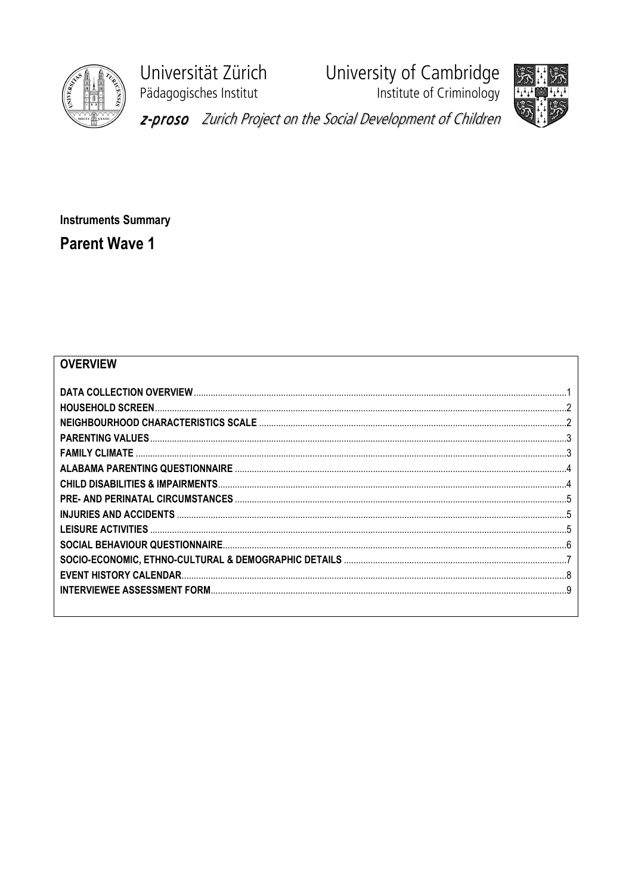Universität Zürich
Pädagogisches Institut

University of Cambridge
Institute of Criminology

*z-proso* *Zurich Project on the Social Development of Children*

**Instruments Summary**

# Parent Wave 1

## OVERVIEW

| | |
|---|---|
| **DATA COLLECTION OVERVIEW** | 1 |
| **HOUSEHOLD SCREEN** | 2 |
| **NEIGHBOURHOOD CHARACTERISTICS SCALE** | 2 |
| **PARENTING VALUES** | 3 |
| **FAMILY CLIMATE** | 3 |
| **ALABAMA PARENTING QUESTIONNAIRE** | 4 |
| **CHILD DISABILITIES & IMPAIRMENTS** | 4 |
| **PRE- AND PERINATAL CIRCUMSTANCES** | 5 |
| **INJURIES AND ACCIDENTS** | 5 |
| **LEISURE ACTIVITIES** | 5 |
| **SOCIAL BEHAVIOUR QUESTIONNAIRE** | 6 |
| **SOCIO-ECONOMIC, ETHNO-CULTURAL & DEMOGRAPHIC DETAILS** | 7 |
| **EVENT HISTORY CALENDAR** | 8 |
| **INTERVIEWEE ASSESSMENT FORM** | 9 |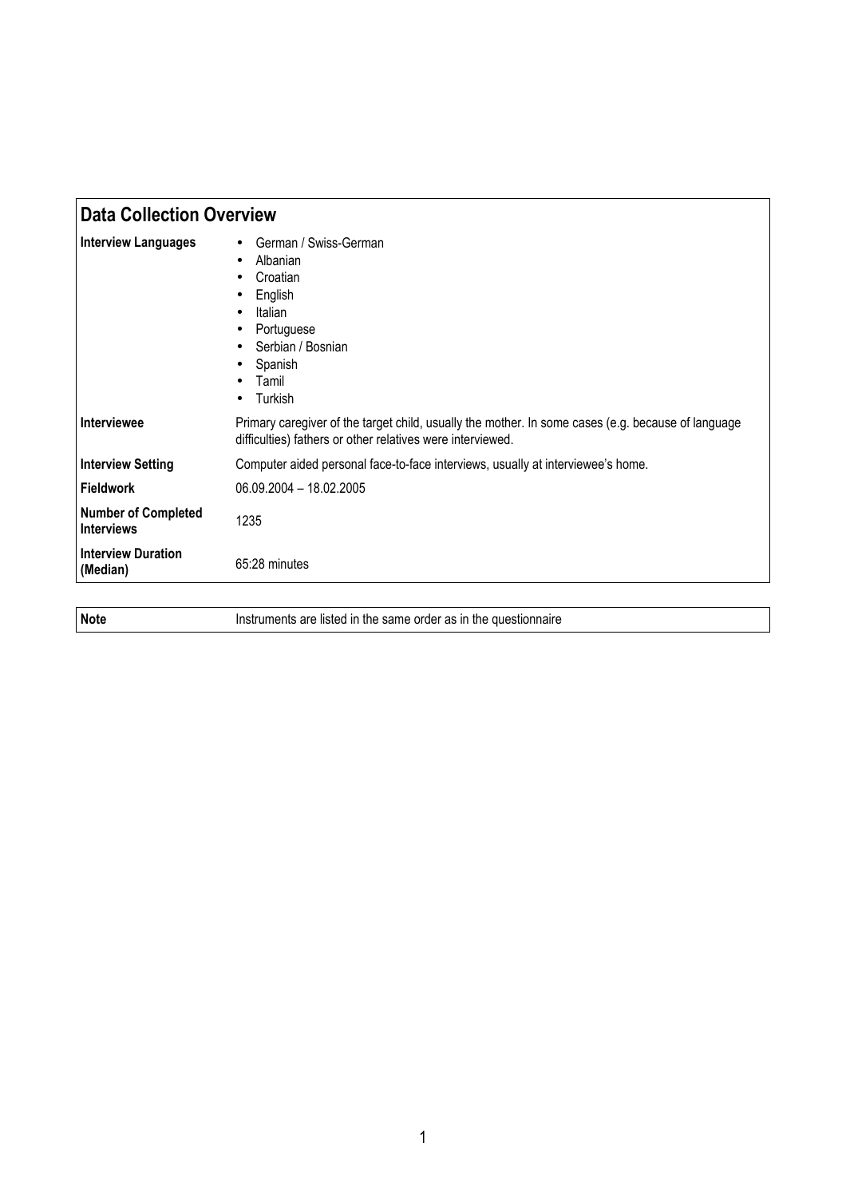## Data Collection Overview

| | |
|---|---|
| **Interview Languages** | • German / Swiss-German<br>• Albanian<br>• Croatian<br>• English<br>• Italian<br>• Portuguese<br>• Serbian / Bosnian<br>• Spanish<br>• Tamil<br>• Turkish |
| **Interviewee** | Primary caregiver of the target child, usually the mother. In some cases (e.g. because of language difficulties) fathers or other relatives were interviewed. |
| **Interview Setting** | Computer aided personal face-to-face interviews, usually at interviewee's home. |
| **Fieldwork** | 06.09.2004 – 18.02.2005 |
| **Number of Completed Interviews** | 1235 |
| **Interview Duration (Median)** | 65:28 minutes |

| | |
|---|---|
| **Note** | Instruments are listed in the same order as in the questionnaire |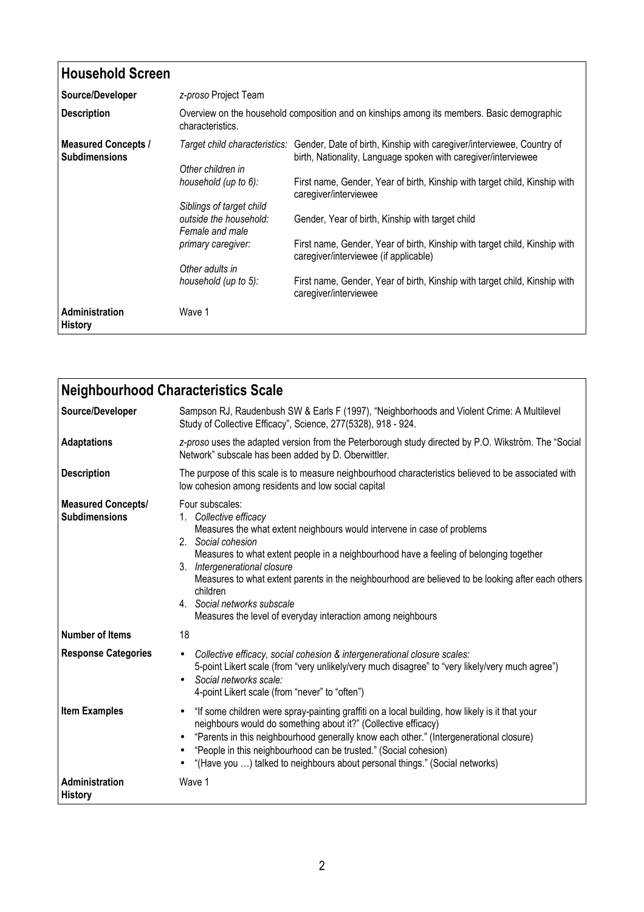## Household Screen

| | |
|---|---|
| **Source/Developer** | *z-proso* Project Team |
| **Description** | Overview on the household composition and on kinships among its members. Basic demographic characteristics. |
| **Measured Concepts / Subdimensions** | *Target child characteristics:* Gender, Date of birth, Kinship with caregiver/interviewee, Country of birth, Nationality, Language spoken with caregiver/interviewee<br>*Other children in household (up to 6):* First name, Gender, Year of birth, Kinship with target child, Kinship with caregiver/interviewee<br>*Siblings of target child outside the household:* Gender, Year of birth, Kinship with target child<br>*Female and male primary caregiver:* First name, Gender, Year of birth, Kinship with target child, Kinship with caregiver/interviewee (if applicable)<br>*Other adults in household (up to 5):* First name, Gender, Year of birth, Kinship with target child, Kinship with caregiver/interviewee |
| **Administration History** | Wave 1 |

## Neighbourhood Characteristics Scale

| | |
|---|---|
| **Source/Developer** | Sampson RJ, Raudenbush SW & Earls F (1997), "Neighborhoods and Violent Crime: A Multilevel Study of Collective Efficacy", Science, 277(5328), 918 - 924. |
| **Adaptations** | *z-proso* uses the adapted version from the Peterborough study directed by P.O. Wikström. The "Social Network" subscale has been added by D. Oberwittler. |
| **Description** | The purpose of this scale is to measure neighbourhood characteristics believed to be associated with low cohesion among residents and low social capital |
| **Measured Concepts/ Subdimensions** | Four subscales:<br>1. *Collective efficacy* Measures the what extent neighbours would intervene in case of problems<br>2. *Social cohesion* Measures to what extent people in a neighbourhood have a feeling of belonging together<br>3. *Intergenerational closure* Measures to what extent parents in the neighbourhood are believed to be looking after each others children<br>4. *Social networks subscale* Measures the level of everyday interaction among neighbours |
| **Number of Items** | 18 |
| **Response Categories** | • *Collective efficacy, social cohesion & intergenerational closure scales:* 5-point Likert scale (from "very unlikely/very much disagree" to "very likely/very much agree")<br>• *Social networks scale:* 4-point Likert scale (from "never" to "often") |
| **Item Examples** | • "If some children were spray-painting graffiti on a local building, how likely is it that your neighbours would do something about it?" (Collective efficacy)<br>• "Parents in this neighbourhood generally know each other." (Intergenerational closure)<br>• "People in this neighbourhood can be trusted." (Social cohesion)<br>• "(Have you …) talked to neighbours about personal things." (Social networks) |
| **Administration History** | Wave 1 |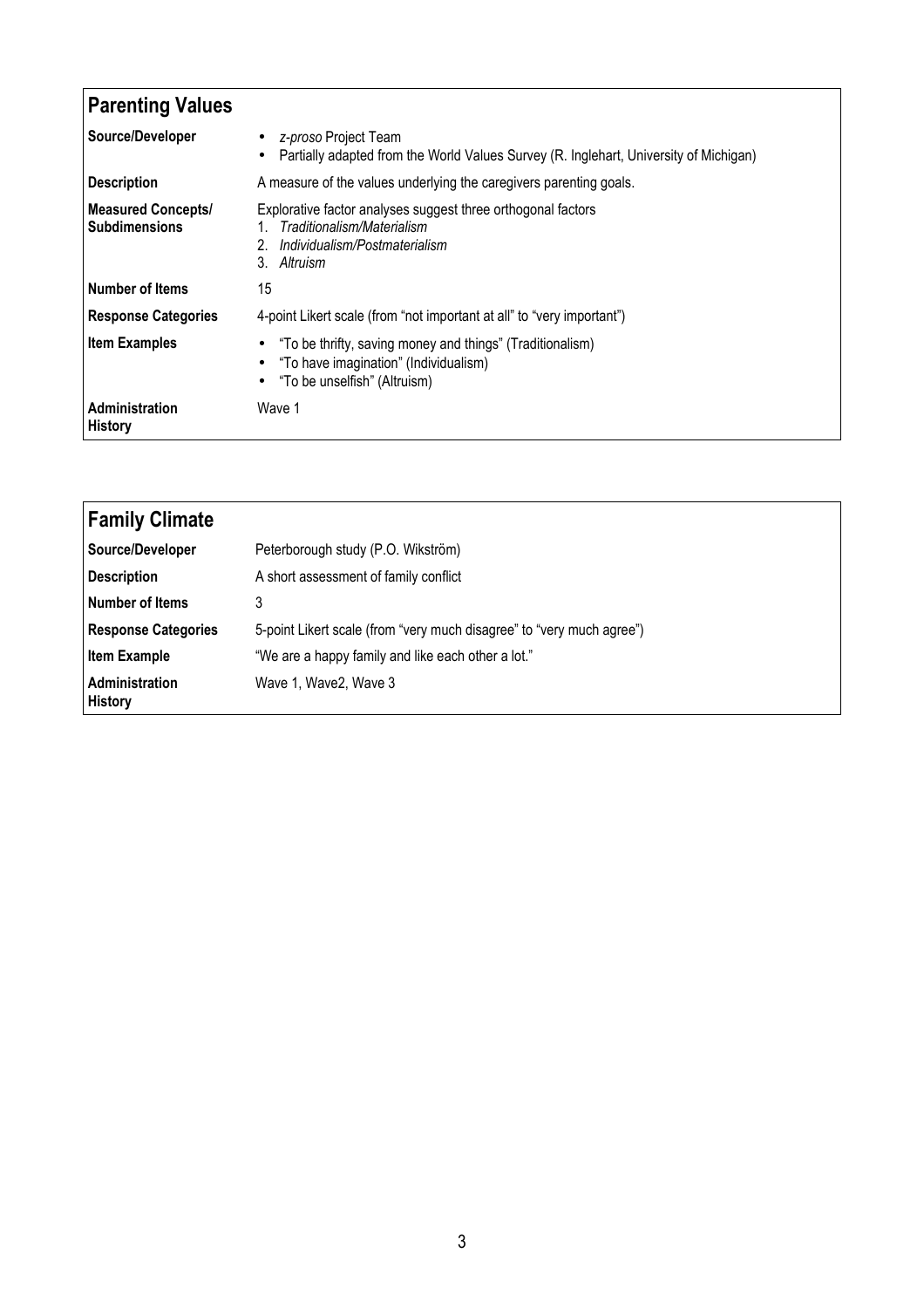## Parenting Values

| | |
|---|---|
| **Source/Developer** | • *z-proso* Project Team<br>• Partially adapted from the World Values Survey (R. Inglehart, University of Michigan) |
| **Description** | A measure of the values underlying the caregivers parenting goals. |
| **Measured Concepts/ Subdimensions** | Explorative factor analyses suggest three orthogonal factors<br>1. *Traditionalism/Materialism*<br>2. *Individualism/Postmaterialism*<br>3. *Altruism* |
| **Number of Items** | 15 |
| **Response Categories** | 4-point Likert scale (from "not important at all" to "very important") |
| **Item Examples** | • "To be thrifty, saving money and things" (Traditionalism)<br>• "To have imagination" (Individualism)<br>• "To be unselfish" (Altruism) |
| **Administration History** | Wave 1 |

## Family Climate

| | |
|---|---|
| **Source/Developer** | Peterborough study (P.O. Wikström) |
| **Description** | A short assessment of family conflict |
| **Number of Items** | 3 |
| **Response Categories** | 5-point Likert scale (from "very much disagree" to "very much agree") |
| **Item Example** | "We are a happy family and like each other a lot." |
| **Administration History** | Wave 1, Wave2, Wave 3 |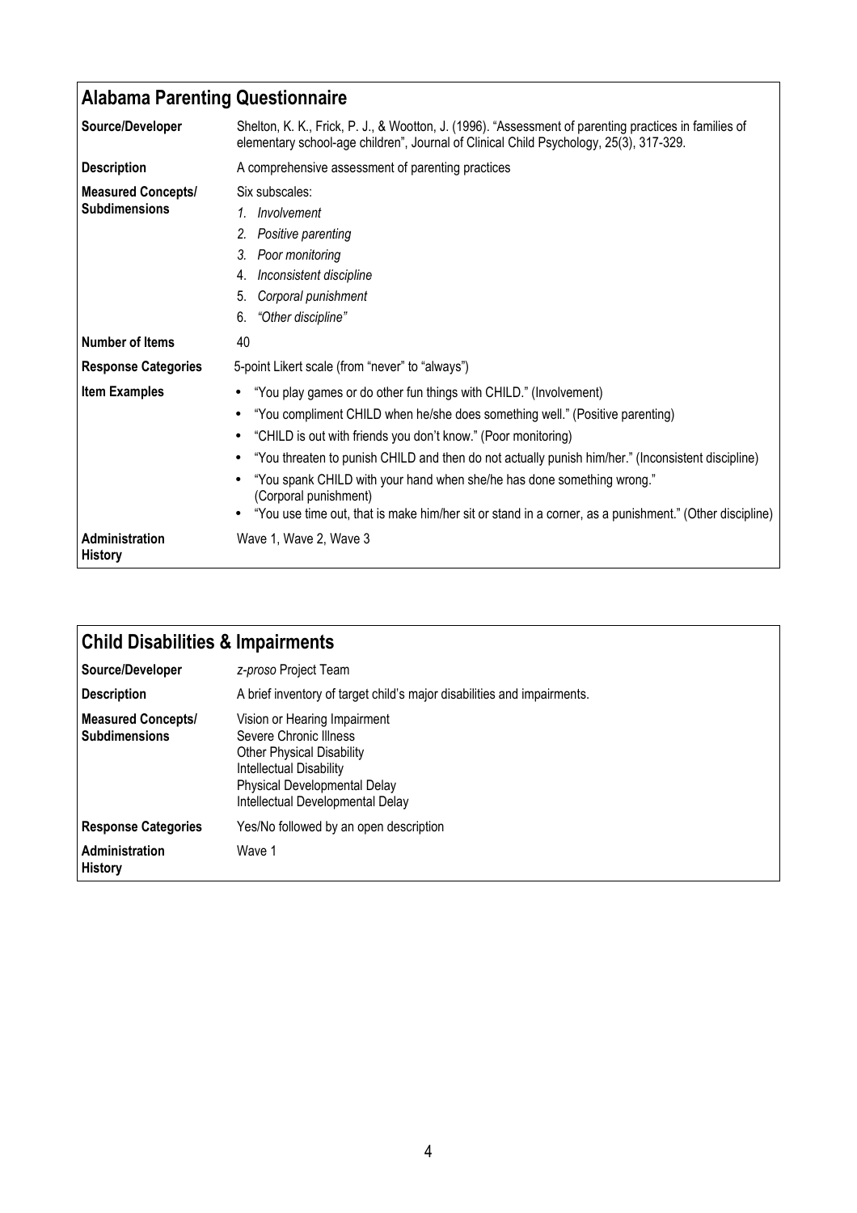## Alabama Parenting Questionnaire

| | |
|---|---|
| **Source/Developer** | Shelton, K. K., Frick, P. J., & Wootton, J. (1996). "Assessment of parenting practices in families of elementary school-age children", Journal of Clinical Child Psychology, 25(3), 317-329. |
| **Description** | A comprehensive assessment of parenting practices |
| **Measured Concepts/ Subdimensions** | Six subscales:<br>1. *Involvement*<br>2. *Positive parenting*<br>3. *Poor monitoring*<br>4. *Inconsistent discipline*<br>5. *Corporal punishment*<br>6. *"Other discipline"* |
| **Number of Items** | 40 |
| **Response Categories** | 5-point Likert scale (from "never" to "always") |
| **Item Examples** | • "You play games or do other fun things with CHILD." (Involvement)<br>• "You compliment CHILD when he/she does something well." (Positive parenting)<br>• "CHILD is out with friends you don't know." (Poor monitoring)<br>• "You threaten to punish CHILD and then do not actually punish him/her." (Inconsistent discipline)<br>• "You spank CHILD with your hand when she/he has done something wrong." (Corporal punishment)<br>• "You use time out, that is make him/her sit or stand in a corner, as a punishment." (Other discipline) |
| **Administration History** | Wave 1, Wave 2, Wave 3 |

## Child Disabilities & Impairments

| | |
|---|---|
| **Source/Developer** | *z-proso* Project Team |
| **Description** | A brief inventory of target child's major disabilities and impairments. |
| **Measured Concepts/ Subdimensions** | Vision or Hearing Impairment<br>Severe Chronic Illness<br>Other Physical Disability<br>Intellectual Disability<br>Physical Developmental Delay<br>Intellectual Developmental Delay |
| **Response Categories** | Yes/No followed by an open description |
| **Administration History** | Wave 1 |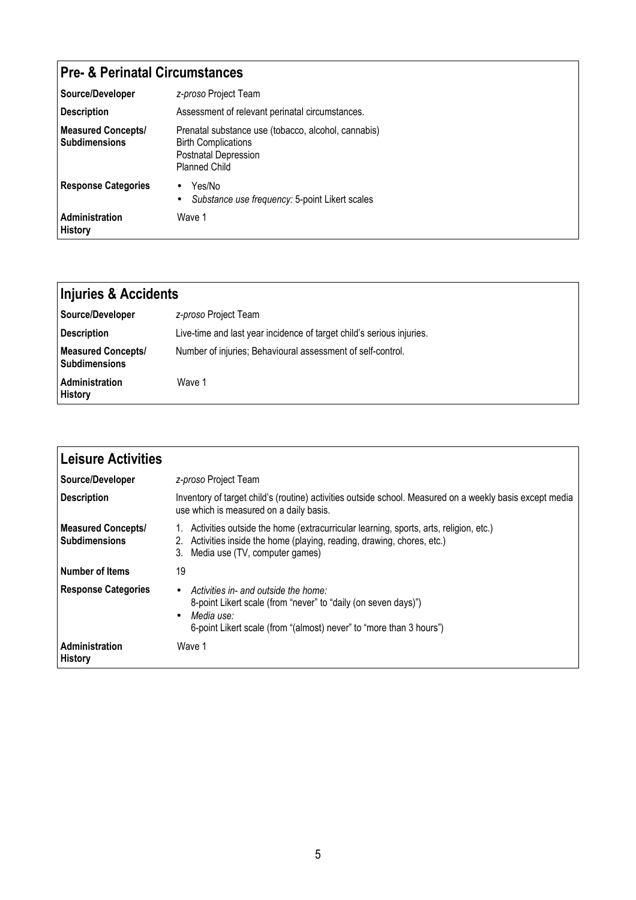## Pre- & Perinatal Circumstances

| | |
|---|---|
| **Source/Developer** | *z-proso* Project Team |
| **Description** | Assessment of relevant perinatal circumstances. |
| **Measured Concepts/ Subdimensions** | Prenatal substance use (tobacco, alcohol, cannabis)<br>Birth Complications<br>Postnatal Depression<br>Planned Child |
| **Response Categories** | • Yes/No<br>• *Substance use frequency:* 5-point Likert scales |
| **Administration History** | Wave 1 |

## Injuries & Accidents

| | |
|---|---|
| **Source/Developer** | *z-proso* Project Team |
| **Description** | Live-time and last year incidence of target child's serious injuries. |
| **Measured Concepts/ Subdimensions** | Number of injuries; Behavioural assessment of self-control. |
| **Administration History** | Wave 1 |

## Leisure Activities

| | |
|---|---|
| **Source/Developer** | *z-proso* Project Team |
| **Description** | Inventory of target child's (routine) activities outside school. Measured on a weekly basis except media use which is measured on a daily basis. |
| **Measured Concepts/ Subdimensions** | 1. Activities outside the home (extracurricular learning, sports, arts, religion, etc.)<br>2. Activities inside the home (playing, reading, drawing, chores, etc.)<br>3. Media use (TV, computer games) |
| **Number of Items** | 19 |
| **Response Categories** | • *Activities in- and outside the home:* 8-point Likert scale (from "never" to "daily (on seven days)")<br>• *Media use:* 6-point Likert scale (from "(almost) never" to "more than 3 hours") |
| **Administration History** | Wave 1 |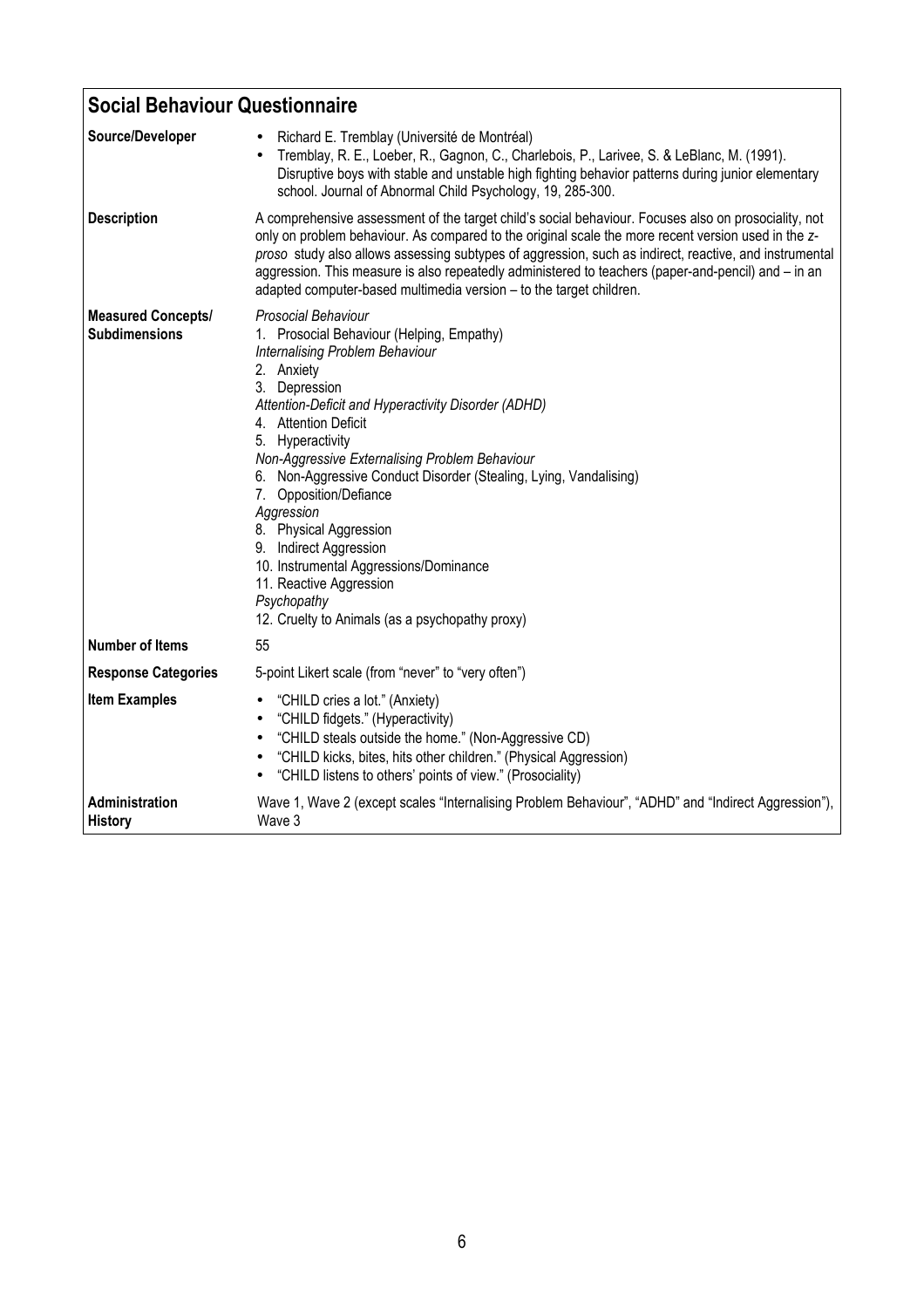## Social Behaviour Questionnaire

| | |
|---|---|
| **Source/Developer** | • Richard E. Tremblay (Université de Montréal)<br>• Tremblay, R. E., Loeber, R., Gagnon, C., Charlebois, P., Larivee, S. & LeBlanc, M. (1991). Disruptive boys with stable and unstable high fighting behavior patterns during junior elementary school. Journal of Abnormal Child Psychology, 19, 285-300. |
| **Description** | A comprehensive assessment of the target child's social behaviour. Focuses also on prosociality, not only on problem behaviour. As compared to the original scale the more recent version used in the *z-proso* study also allows assessing subtypes of aggression, such as indirect, reactive, and instrumental aggression. This measure is also repeatedly administered to teachers (paper-and-pencil) and – in an adapted computer-based multimedia version – to the target children. |
| **Measured Concepts/ Subdimensions** | *Prosocial Behaviour*<br>1. Prosocial Behaviour (Helping, Empathy)<br>*Internalising Problem Behaviour*<br>2. Anxiety<br>3. Depression<br>*Attention-Deficit and Hyperactivity Disorder (ADHD)*<br>4. Attention Deficit<br>5. Hyperactivity<br>*Non-Aggressive Externalising Problem Behaviour*<br>6. Non-Aggressive Conduct Disorder (Stealing, Lying, Vandalising)<br>7. Opposition/Defiance<br>*Aggression*<br>8. Physical Aggression<br>9. Indirect Aggression<br>10. Instrumental Aggressions/Dominance<br>11. Reactive Aggression<br>*Psychopathy*<br>12. Cruelty to Animals (as a psychopathy proxy) |
| **Number of Items** | 55 |
| **Response Categories** | 5-point Likert scale (from "never" to "very often") |
| **Item Examples** | • "CHILD cries a lot." (Anxiety)<br>• "CHILD fidgets." (Hyperactivity)<br>• "CHILD steals outside the home." (Non-Aggressive CD)<br>• "CHILD kicks, bites, hits other children." (Physical Aggression)<br>• "CHILD listens to others' points of view." (Prosociality) |
| **Administration History** | Wave 1, Wave 2 (except scales "Internalising Problem Behaviour", "ADHD" and "Indirect Aggression"), Wave 3 |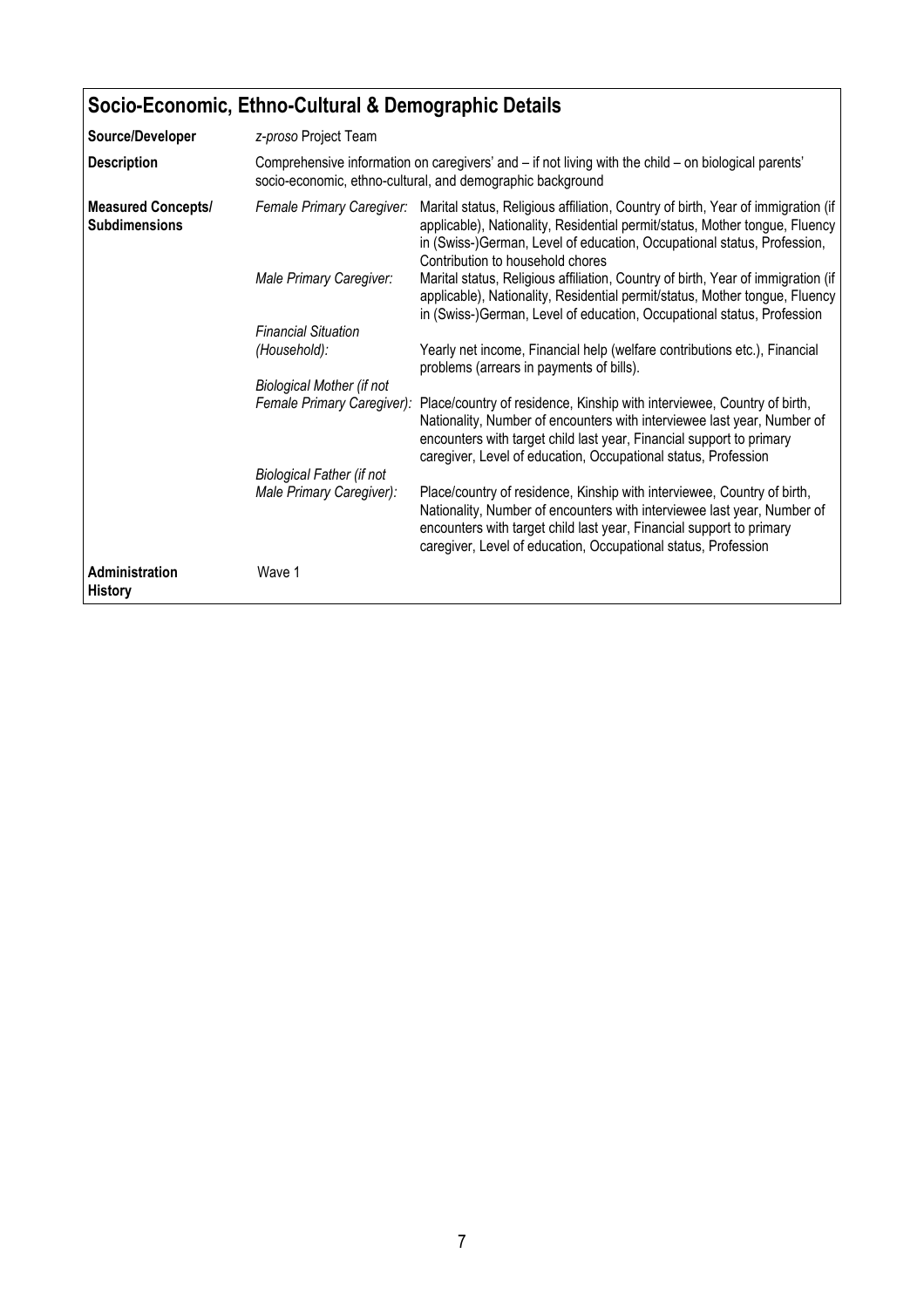## Socio-Economic, Ethno-Cultural & Demographic Details

| | | |
|---|---|---|
| **Source/Developer** | *z-proso* Project Team | |
| **Description** | Comprehensive information on caregivers' and – if not living with the child – on biological parents' socio-economic, ethno-cultural, and demographic background | |
| **Measured Concepts/ Subdimensions** | *Female Primary Caregiver:* | Marital status, Religious affiliation, Country of birth, Year of immigration (if applicable), Nationality, Residential permit/status, Mother tongue, Fluency in (Swiss-)German, Level of education, Occupational status, Profession, Contribution to household chores |
| | *Male Primary Caregiver:* | Marital status, Religious affiliation, Country of birth, Year of immigration (if applicable), Nationality, Residential permit/status, Mother tongue, Fluency in (Swiss-)German, Level of education, Occupational status, Profession |
| | *Financial Situation (Household):* | Yearly net income, Financial help (welfare contributions etc.), Financial problems (arrears in payments of bills). |
| | *Biological Mother (if not Female Primary Caregiver):* | Place/country of residence, Kinship with interviewee, Country of birth, Nationality, Number of encounters with interviewee last year, Number of encounters with target child last year, Financial support to primary caregiver, Level of education, Occupational status, Profession |
| | *Biological Father (if not Male Primary Caregiver):* | Place/country of residence, Kinship with interviewee, Country of birth, Nationality, Number of encounters with interviewee last year, Number of encounters with target child last year, Financial support to primary caregiver, Level of education, Occupational status, Profession |
| **Administration History** | Wave 1 | |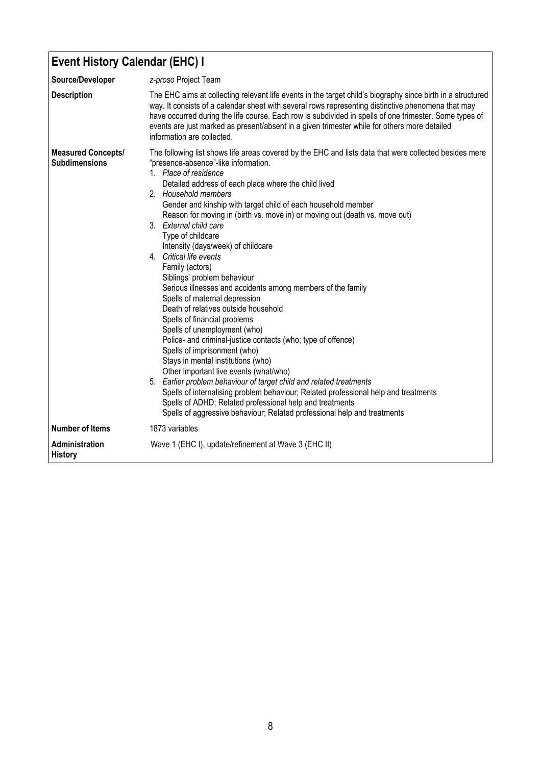## Event History Calendar (EHC) I

| | |
|---|---|
| **Source/Developer** | *z-proso* Project Team |
| **Description** | The EHC aims at collecting relevant life events in the target child's biography since birth in a structured way. It consists of a calendar sheet with several rows representing distinctive phenomena that may have occurred during the life course. Each row is subdivided in spells of one trimester. Some types of events are just marked as present/absent in a given trimester while for others more detailed information are collected. |
| **Measured Concepts/ Subdimensions** | The following list shows life areas covered by the EHC and lists data that were collected besides mere "presence-absence"-like information.<br>1. *Place of residence*<br>Detailed address of each place where the child lived<br>2. *Household members*<br>Gender and kinship with target child of each household member<br>Reason for moving in (birth vs. move in) or moving out (death vs. move out)<br>3. *External child care*<br>Type of childcare<br>Intensity (days/week) of childcare<br>4. *Critical life events*<br>Family (actors)<br>Siblings' problem behaviour<br>Serious illnesses and accidents among members of the family<br>Spells of maternal depression<br>Death of relatives outside household<br>Spells of financial problems<br>Spells of unemployment (who)<br>Police- and criminal-justice contacts (who; type of offence)<br>Spells of imprisonment (who)<br>Stays in mental institutions (who)<br>Other important live events (what/who)<br>5. *Earlier problem behaviour of target child and related treatments*<br>Spells of internalising problem behaviour; Related professional help and treatments<br>Spells of ADHD; Related professional help and treatments<br>Spells of aggressive behaviour; Related professional help and treatments |
| **Number of Items** | 1873 variables |
| **Administration History** | Wave 1 (EHC I), update/refinement at Wave 3 (EHC II) |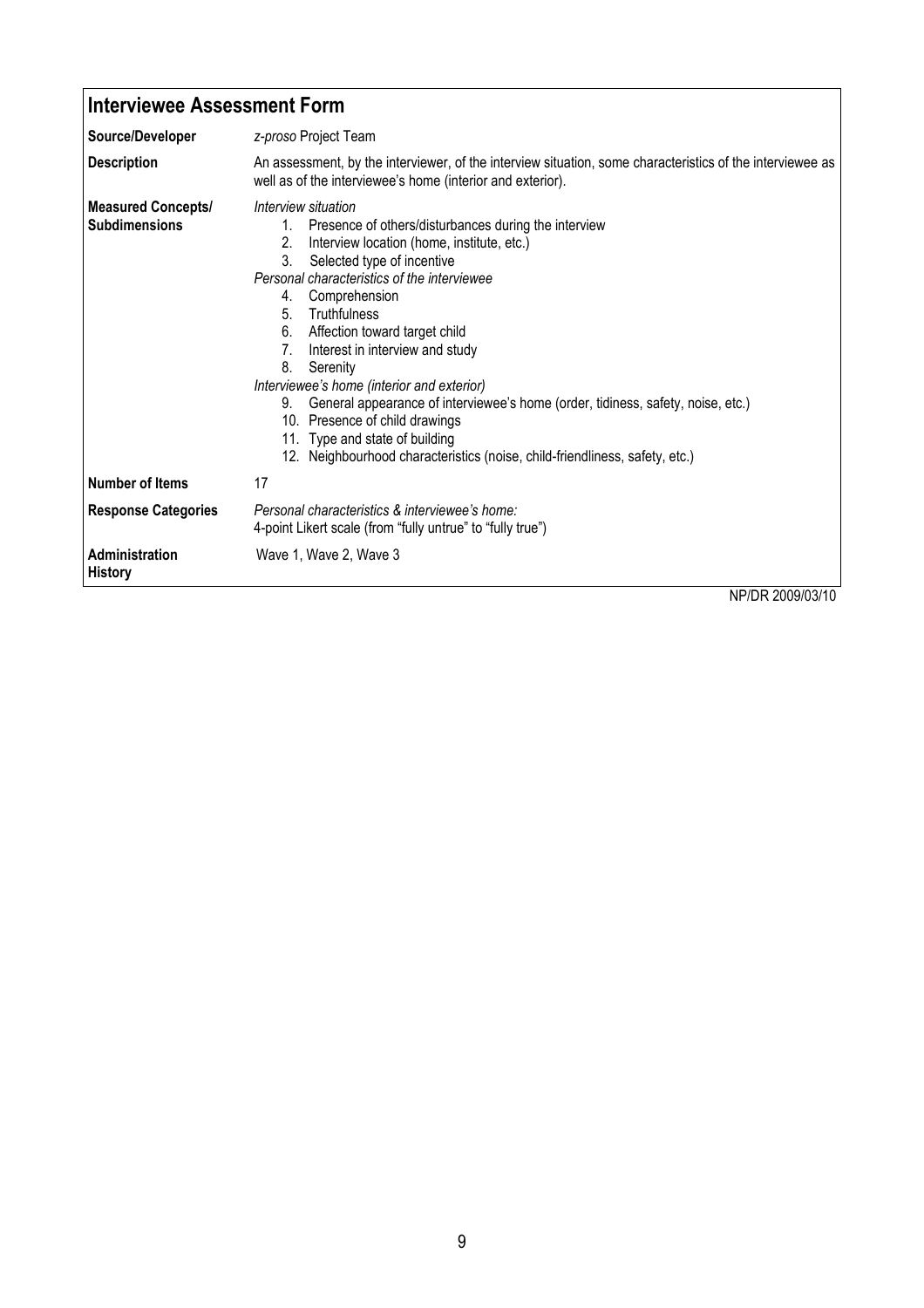## Interviewee Assessment Form

| | |
|---|---|
| **Source/Developer** | *z-proso* Project Team |
| **Description** | An assessment, by the interviewer, of the interview situation, some characteristics of the interviewee as well as of the interviewee's home (interior and exterior). |
| **Measured Concepts/ Subdimensions** | *Interview situation*<br>1. Presence of others/disturbances during the interview<br>2. Interview location (home, institute, etc.)<br>3. Selected type of incentive<br>*Personal characteristics of the interviewee*<br>4. Comprehension<br>5. Truthfulness<br>6. Affection toward target child<br>7. Interest in interview and study<br>8. Serenity<br>*Interviewee's home (interior and exterior)*<br>9. General appearance of interviewee's home (order, tidiness, safety, noise, etc.)<br>10. Presence of child drawings<br>11. Type and state of building<br>12. Neighbourhood characteristics (noise, child-friendliness, safety, etc.) |
| **Number of Items** | 17 |
| **Response Categories** | *Personal characteristics & interviewee's home:*<br>4-point Likert scale (from "fully untrue" to "fully true") |
| **Administration History** | Wave 1, Wave 2, Wave 3 |

NP/DR 2009/03/10